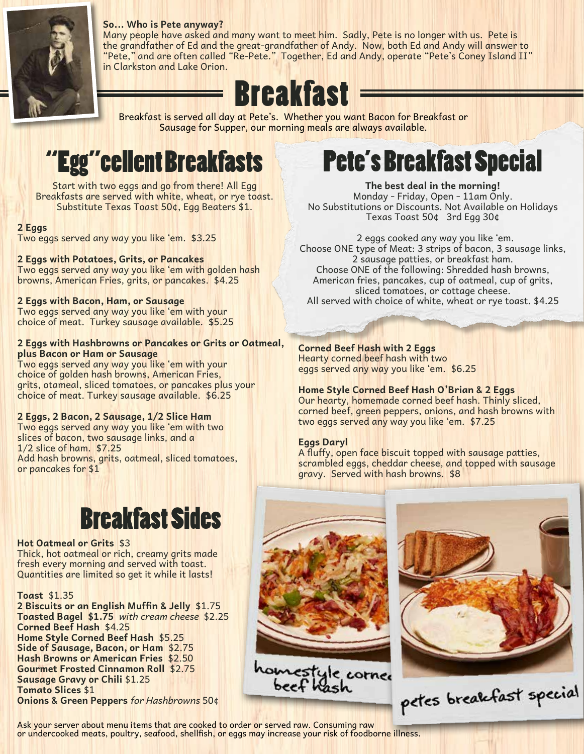**So... Who is Pete anyway?**
Many people have asked and many want to meet him. Sadly, Pete is no longer with us. Pete is the grandfather of Ed and the great-grandfather of Andy. Now, both Ed and Andy will answer to "Pete," and are often called "Re-Pete." Together, Ed and Andy, operate "Pete's Coney Island II" in Clarkston and Lake Orion.

# Breakfast

Breakfast is served all day at Pete's. Whether you want Bacon for Breakfast or Sausage for Supper, our morning meals are always available.

## "Egg"cellent Breakfasts

Start with two eggs and go from there! All Egg Breakfasts are served with white, wheat, or rye toast. Substitute Texas Toast 50¢, Egg Beaters $1.

**2 Eggs**
Two eggs served any way you like 'em. $3.25

**2 Eggs with Potatoes, Grits, or Pancakes**
Two eggs served any way you like 'em with golden hash browns, American Fries, grits, or pancakes. $4.25

**2 Eggs with Bacon, Ham, or Sausage**
Two eggs served any way you like 'em with your choice of meat. Turkey sausage available. $5.25

**2 Eggs with Hashbrowns or Pancakes or Grits or Oatmeal, plus Bacon or Ham or Sausage**
Two eggs served any way you like 'em with your choice of golden hash browns, American Fries, grits, otameal, sliced tomatoes, or pancakes plus your choice of meat. Turkey sausage available. $6.25

**2 Eggs, 2 Bacon, 2 Sausage, 1/2 Slice Ham**
Two eggs served any way you like 'em with two slices of bacon, two sausage links, and a 1/2 slice of ham. $7.25
Add hash browns, grits, oatmeal, sliced tomatoes, or pancakes for $1

## Pete's Breakfast Special

**The best deal in the morning!**
Monday - Friday, Open - 11am Only.
No Substitutions or Discounts. Not Available on Holidays
Texas Toast 50¢ 3rd Egg 30¢

2 eggs cooked any way you like 'em.
Choose ONE type of Meat: 3 strips of bacon, 3 sausage links, 2 sausage patties, or breakfast ham.
Choose ONE of the following: Shredded hash browns, American fries, pancakes, cup of oatmeal, cup of grits, sliced tomatoes, or cottage cheese.
All served with choice of white, wheat or rye toast. $4.25

**Corned Beef Hash with 2 Eggs**
Hearty corned beef hash with two eggs served any way you like 'em. $6.25

**Home Style Corned Beef Hash O'Brian & 2 Eggs**
Our hearty, homemade corned beef hash. Thinly sliced, corned beef, green peppers, onions, and hash browns with two eggs served any way you like 'em. $7.25

**Eggs Daryl**
A fluffy, open face biscuit topped with sausage patties, scrambled eggs, cheddar cheese, and topped with sausage gravy. Served with hash browns. $8

## Breakfast Sides

**Hot Oatmeal or Grits** $3
Thick, hot oatmeal or rich, creamy grits made fresh every morning and served with toast. Quantities are limited so get it while it lasts!

**Toast** $1.35
**2 Biscuits or an English Muffin & Jelly** $1.75
**Toasted Bagel $1.75** *with cream cheese* $2.25
**Corned Beef Hash** $4.25
**Home Style Corned Beef Hash** $5.25
**Side of Sausage, Bacon, or Ham** $2.75
**Hash Browns or American Fries** $2.50
**Gourmet Frosted Cinnamon Roll** $2.75
**Sausage Gravy or Chili** $1.25
**Tomato Slices** $1
**Onions & Green Peppers** *for Hashbrowns* 50¢

homestyle corned beef hash

petes breakfast special

Ask your server about menu items that are cooked to order or served raw. Consuming raw or undercooked meats, poultry, seafood, shellfish, or eggs may increase your risk of foodborne illness.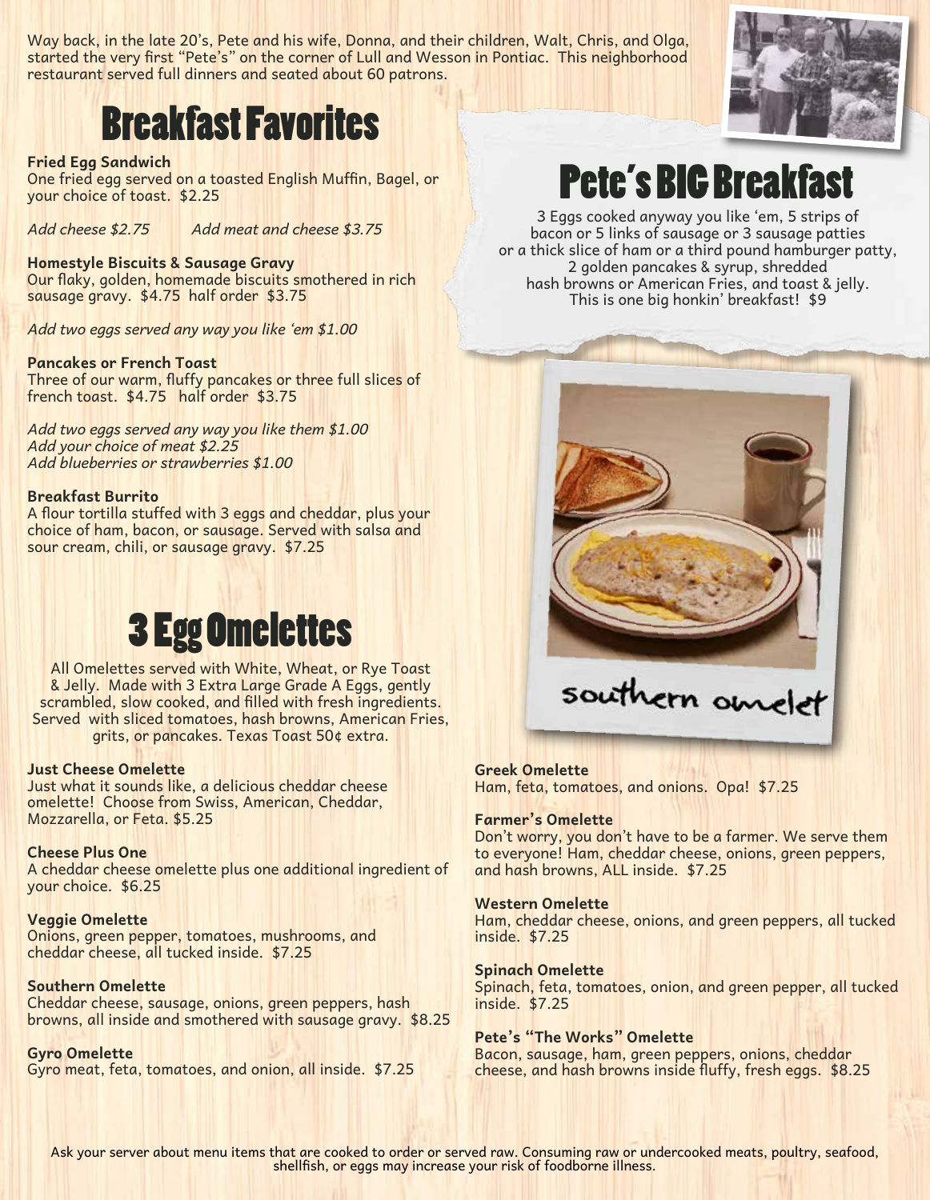Way back, in the late 20's, Pete and his wife, Donna, and their children, Walt, Chris, and Olga, started the very first "Pete's" on the corner of Lull and Wesson in Pontiac. This neighborhood restaurant served full dinners and seated about 60 patrons.

# Breakfast Favorites

**Fried Egg Sandwich**
One fried egg served on a toasted English Muffin, Bagel, or your choice of toast. $2.25

*Add cheese $2.75* *Add meat and cheese $3.75*

**Homestyle Biscuits & Sausage Gravy**
Our flaky, golden, homemade biscuits smothered in rich sausage gravy. $4.75 half order $3.75

*Add two eggs served any way you like 'em $1.00*

**Pancakes or French Toast**
Three of our warm, fluffy pancakes or three full slices of french toast. $4.75 half order $3.75

*Add two eggs served any way you like them $1.00*
*Add your choice of meat $2.25*
*Add blueberries or strawberries $1.00*

**Breakfast Burrito**
A flour tortilla stuffed with 3 eggs and cheddar, plus your choice of ham, bacon, or sausage. Served with salsa and sour cream, chili, or sausage gravy. $7.25

# Pete's BIG Breakfast

3 Eggs cooked anyway you like 'em, 5 strips of bacon or 5 links of sausage or 3 sausage patties or a thick slice of ham or a third pound hamburger patty, 2 golden pancakes & syrup, shredded hash browns or American Fries, and toast & jelly. This is one big honkin' breakfast! $9

southern omelet

# 3 Egg Omelettes

All Omelettes served with White, Wheat, or Rye Toast & Jelly. Made with 3 Extra Large Grade A Eggs, gently scrambled, slow cooked, and filled with fresh ingredients. Served with sliced tomatoes, hash browns, American Fries, grits, or pancakes. Texas Toast 50¢ extra.

**Just Cheese Omelette**
Just what it sounds like, a delicious cheddar cheese omelette! Choose from Swiss, American, Cheddar, Mozzarella, or Feta. $5.25

**Cheese Plus One**
A cheddar cheese omelette plus one additional ingredient of your choice. $6.25

**Veggie Omelette**
Onions, green pepper, tomatoes, mushrooms, and cheddar cheese, all tucked inside. $7.25

**Southern Omelette**
Cheddar cheese, sausage, onions, green peppers, hash browns, all inside and smothered with sausage gravy. $8.25

**Gyro Omelette**
Gyro meat, feta, tomatoes, and onion, all inside. $7.25

**Greek Omelette**
Ham, feta, tomatoes, and onions. Opa! $7.25

**Farmer's Omelette**
Don't worry, you don't have to be a farmer. We serve them to everyone! Ham, cheddar cheese, onions, green peppers, and hash browns, ALL inside. $7.25

**Western Omelette**
Ham, cheddar cheese, onions, and green peppers, all tucked inside. $7.25

**Spinach Omelette**
Spinach, feta, tomatoes, onion, and green pepper, all tucked inside. $7.25

**Pete's "The Works" Omelette**
Bacon, sausage, ham, green peppers, onions, cheddar cheese, and hash browns inside fluffy, fresh eggs. $8.25

Ask your server about menu items that are cooked to order or served raw. Consuming raw or undercooked meats, poultry, seafood, shellfish, or eggs may increase your risk of foodborne illness.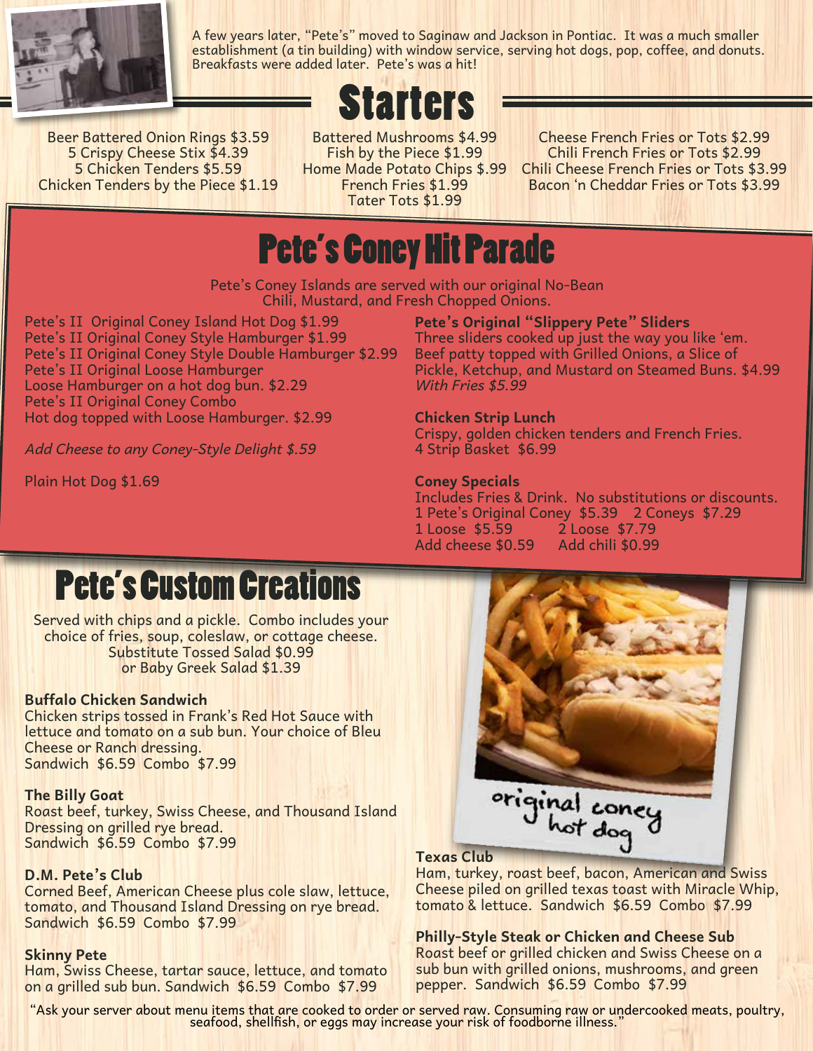A few years later, "Pete's" moved to Saginaw and Jackson in Pontiac. It was a much smaller establishment (a tin building) with window service, serving hot dogs, pop, coffee, and donuts. Breakfasts were added later. Pete's was a hit!

# Starters

Beer Battered Onion Rings $3.59
5 Crispy Cheese Stix $4.39
5 Chicken Tenders $5.59
Chicken Tenders by the Piece $1.19

Battered Mushrooms $4.99
Fish by the Piece $1.99
Home Made Potato Chips $.99
French Fries $1.99
Tater Tots $1.99

Cheese French Fries or Tots $2.99
Chili French Fries or Tots $2.99
Chili Cheese French Fries or Tots $3.99
Bacon 'n Cheddar Fries or Tots $3.99

# Pete's Coney Hit Parade

Pete's Coney Islands are served with our original No-Bean Chili, Mustard, and Fresh Chopped Onions.

Pete's II Original Coney Island Hot Dog $1.99
Pete's II Original Coney Style Hamburger $1.99
Pete's II Original Coney Style Double Hamburger $2.99
Pete's II Original Loose Hamburger
Loose Hamburger on a hot dog bun. $2.29
Pete's II Original Coney Combo
Hot dog topped with Loose Hamburger. $2.99

*Add Cheese to any Coney-Style Delight $.59*

Plain Hot Dog $1.69

**Pete's Original "Slippery Pete" Sliders**
Three sliders cooked up just the way you like 'em. Beef patty topped with Grilled Onions, a Slice of Pickle, Ketchup, and Mustard on Steamed Buns. $4.99
*With Fries $5.99*

**Chicken Strip Lunch**
Crispy, golden chicken tenders and French Fries.
4 Strip Basket $6.99

**Coney Specials**
Includes Fries & Drink. No substitutions or discounts.
1 Pete's Original Coney $5.39 2 Coneys $7.29
1 Loose $5.59 2 Loose $7.79
Add cheese $0.59 Add chili $0.99

# Pete's Custom Creations

Served with chips and a pickle. Combo includes your choice of fries, soup, coleslaw, or cottage cheese. Substitute Tossed Salad $0.99 or Baby Greek Salad $1.39

**Buffalo Chicken Sandwich**
Chicken strips tossed in Frank's Red Hot Sauce with lettuce and tomato on a sub bun. Your choice of Bleu Cheese or Ranch dressing.
Sandwich $6.59 Combo $7.99

**The Billy Goat**
Roast beef, turkey, Swiss Cheese, and Thousand Island Dressing on grilled rye bread.
Sandwich $6.59 Combo $7.99

**D.M. Pete's Club**
Corned Beef, American Cheese plus cole slaw, lettuce, tomato, and Thousand Island Dressing on rye bread.
Sandwich $6.59 Combo $7.99

**Skinny Pete**
Ham, Swiss Cheese, tartar sauce, lettuce, and tomato on a grilled sub bun. Sandwich $6.59 Combo $7.99

original coney hot dog

**Texas Club**
Ham, turkey, roast beef, bacon, American and Swiss Cheese piled on grilled texas toast with Miracle Whip, tomato & lettuce. Sandwich $6.59 Combo $7.99

**Philly-Style Steak or Chicken and Cheese Sub**
Roast beef or grilled chicken and Swiss Cheese on a sub bun with grilled onions, mushrooms, and green pepper. Sandwich $6.59 Combo $7.99

"Ask your server about menu items that are cooked to order or served raw. Consuming raw or undercooked meats, poultry, seafood, shellfish, or eggs may increase your risk of foodborne illness."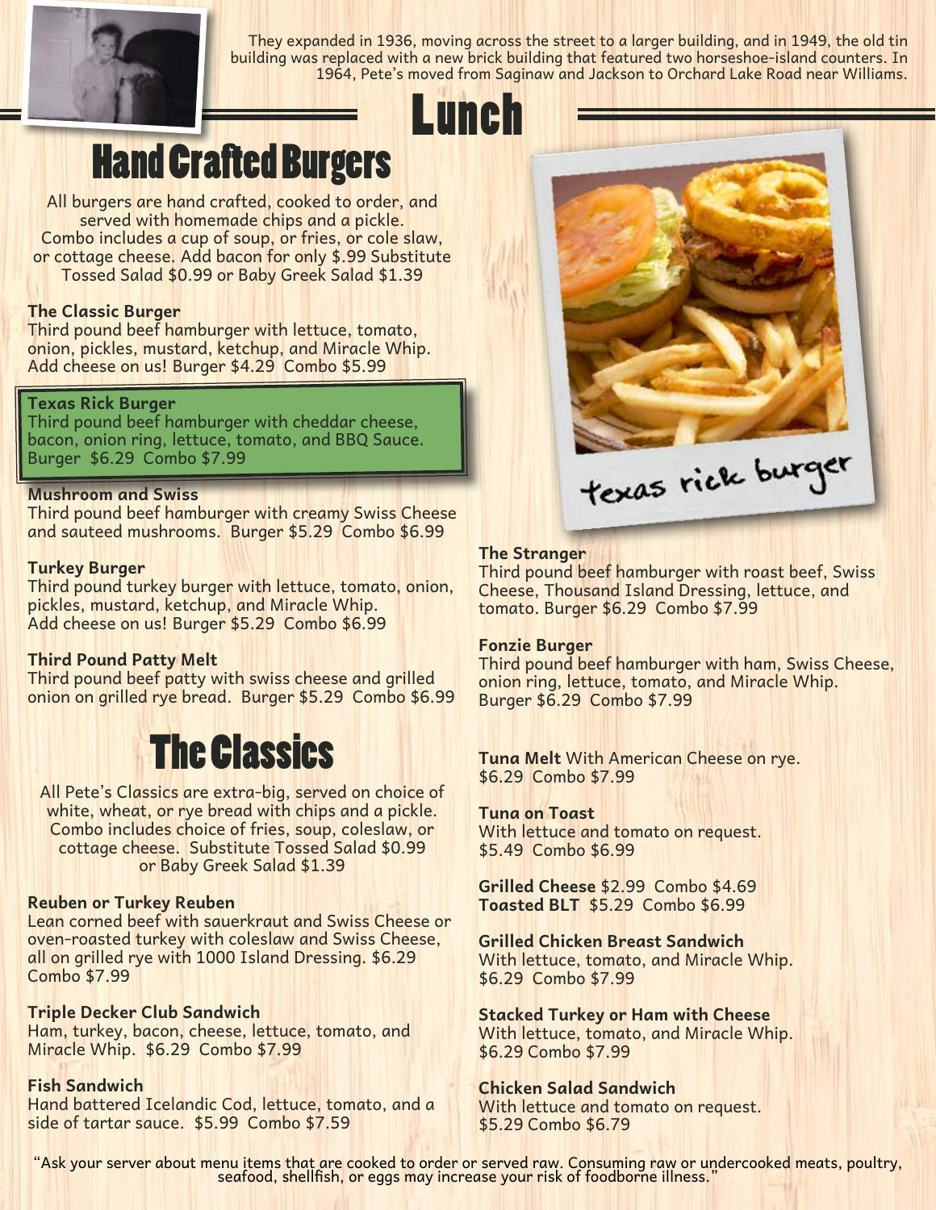They expanded in 1936, moving across the street to a larger building, and in 1949, the old tin building was replaced with a new brick building that featured two horseshoe-island counters. In 1964, Pete's moved from Saginaw and Jackson to Orchard Lake Road near Williams.

# Lunch

## Hand Crafted Burgers

All burgers are hand crafted, cooked to order, and served with homemade chips and a pickle. Combo includes a cup of soup, or fries, or cole slaw, or cottage cheese. Add bacon for only $.99 Substitute Tossed Salad $0.99 or Baby Greek Salad $1.39

**The Classic Burger**
Third pound beef hamburger with lettuce, tomato, onion, pickles, mustard, ketchup, and Miracle Whip. Add cheese on us! Burger $4.29 Combo $5.99

**Texas Rick Burger**
Third pound beef hamburger with cheddar cheese, bacon, onion ring, lettuce, tomato, and BBQ Sauce. Burger $6.29 Combo $7.99

**Mushroom and Swiss**
Third pound beef hamburger with creamy Swiss Cheese and sauteed mushrooms. Burger $5.29 Combo $6.99

**Turkey Burger**
Third pound turkey burger with lettuce, tomato, onion, pickles, mustard, ketchup, and Miracle Whip. Add cheese on us! Burger $5.29 Combo $6.99

**Third Pound Patty Melt**
Third pound beef patty with swiss cheese and grilled onion on grilled rye bread. Burger $5.29 Combo $6.99

texas rick burger

**The Stranger**
Third pound beef hamburger with roast beef, Swiss Cheese, Thousand Island Dressing, lettuce, and tomato. Burger $6.29 Combo $7.99

**Fonzie Burger**
Third pound beef hamburger with ham, Swiss Cheese, onion ring, lettuce, tomato, and Miracle Whip. Burger $6.29 Combo $7.99

## The Classics

All Pete's Classics are extra-big, served on choice of white, wheat, or rye bread with chips and a pickle. Combo includes choice of fries, soup, coleslaw, or cottage cheese. Substitute Tossed Salad $0.99 or Baby Greek Salad $1.39

**Reuben or Turkey Reuben**
Lean corned beef with sauerkraut and Swiss Cheese or oven-roasted turkey with coleslaw and Swiss Cheese, all on grilled rye with 1000 Island Dressing. $6.29 Combo $7.99

**Triple Decker Club Sandwich**
Ham, turkey, bacon, cheese, lettuce, tomato, and Miracle Whip. $6.29 Combo $7.99

**Fish Sandwich**
Hand battered Icelandic Cod, lettuce, tomato, and a side of tartar sauce. $5.99 Combo $7.59

**Tuna Melt** With American Cheese on rye. $6.29 Combo $7.99

**Tuna on Toast**
With lettuce and tomato on request. $5.49 Combo $6.99

**Grilled Cheese** $2.99 Combo $4.69
**Toasted BLT** $5.29 Combo $6.99

**Grilled Chicken Breast Sandwich**
With lettuce, tomato, and Miracle Whip. $6.29 Combo $7.99

**Stacked Turkey or Ham with Cheese**
With lettuce, tomato, and Miracle Whip. $6.29 Combo $7.99

**Chicken Salad Sandwich**
With lettuce and tomato on request. $5.29 Combo $6.79

"Ask your server about menu items that are cooked to order or served raw. Consuming raw or undercooked meats, poultry, seafood, shellfish, or eggs may increase your risk of foodborne illness."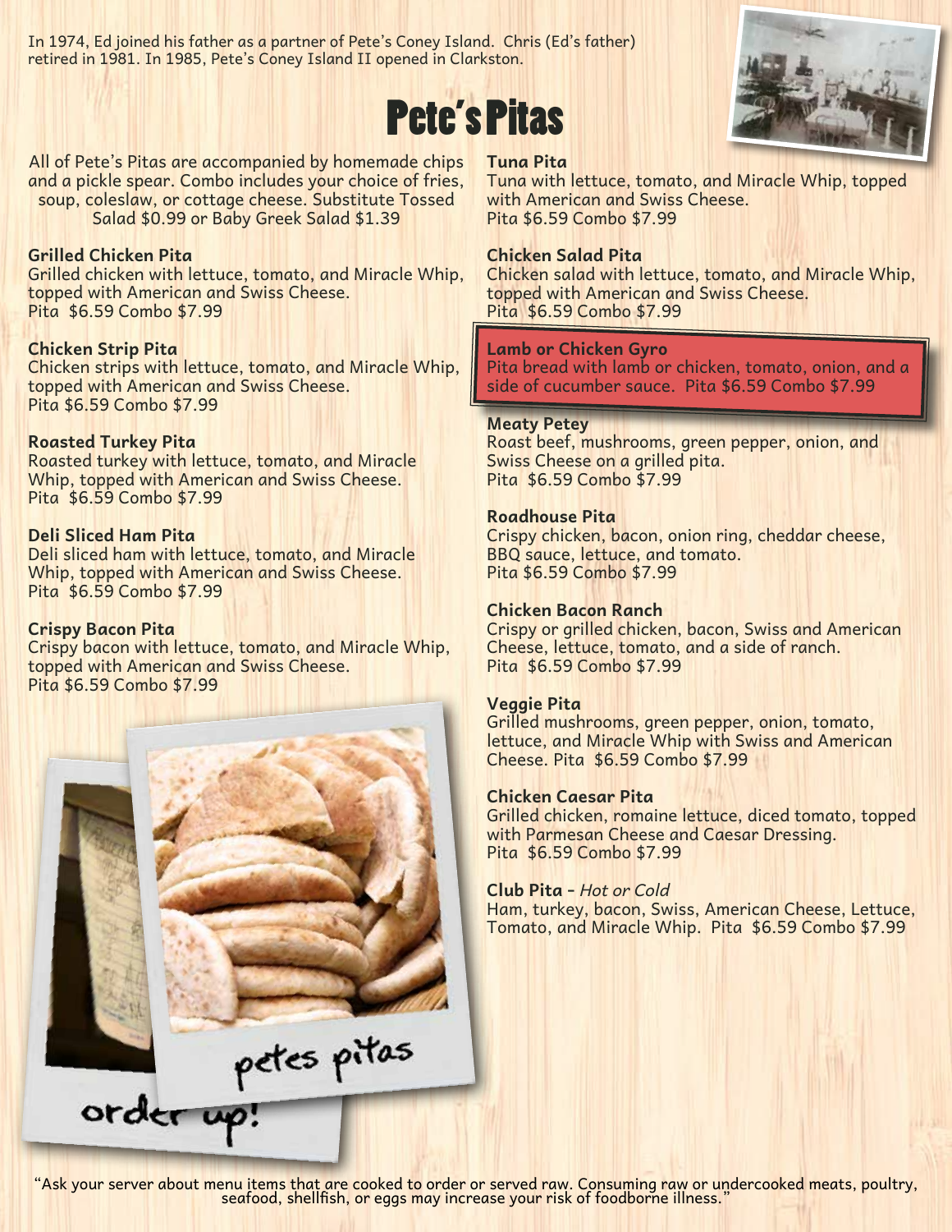In 1974, Ed joined his father as a partner of Pete's Coney Island. Chris (Ed's father) retired in 1981. In 1985, Pete's Coney Island II opened in Clarkston.

# Pete's Pitas

All of Pete's Pitas are accompanied by homemade chips and a pickle spear. Combo includes your choice of fries, soup, coleslaw, or cottage cheese. Substitute Tossed Salad $0.99 or Baby Greek Salad $1.39

**Grilled Chicken Pita**
Grilled chicken with lettuce, tomato, and Miracle Whip, topped with American and Swiss Cheese.
Pita $6.59 Combo $7.99

**Chicken Strip Pita**
Chicken strips with lettuce, tomato, and Miracle Whip, topped with American and Swiss Cheese.
Pita $6.59 Combo $7.99

**Roasted Turkey Pita**
Roasted turkey with lettuce, tomato, and Miracle Whip, topped with American and Swiss Cheese.
Pita $6.59 Combo $7.99

**Deli Sliced Ham Pita**
Deli sliced ham with lettuce, tomato, and Miracle Whip, topped with American and Swiss Cheese.
Pita $6.59 Combo $7.99

**Crispy Bacon Pita**
Crispy bacon with lettuce, tomato, and Miracle Whip, topped with American and Swiss Cheese.
Pita $6.59 Combo $7.99

petes pitas

order up!

**Tuna Pita**
Tuna with lettuce, tomato, and Miracle Whip, topped with American and Swiss Cheese.
Pita $6.59 Combo $7.99

**Chicken Salad Pita**
Chicken salad with lettuce, tomato, and Miracle Whip, topped with American and Swiss Cheese.
Pita $6.59 Combo $7.99

**Lamb or Chicken Gyro**
Pita bread with lamb or chicken, tomato, onion, and a side of cucumber sauce. Pita $6.59 Combo $7.99

**Meaty Petey**
Roast beef, mushrooms, green pepper, onion, and Swiss Cheese on a grilled pita.
Pita $6.59 Combo $7.99

**Roadhouse Pita**
Crispy chicken, bacon, onion ring, cheddar cheese, BBQ sauce, lettuce, and tomato.
Pita $6.59 Combo $7.99

**Chicken Bacon Ranch**
Crispy or grilled chicken, bacon, Swiss and American Cheese, lettuce, tomato, and a side of ranch.
Pita $6.59 Combo $7.99

**Veggie Pita**
Grilled mushrooms, green pepper, onion, tomato, lettuce, and Miracle Whip with Swiss and American Cheese. Pita $6.59 Combo $7.99

**Chicken Caesar Pita**
Grilled chicken, romaine lettuce, diced tomato, topped with Parmesan Cheese and Caesar Dressing.
Pita $6.59 Combo $7.99

**Club Pita** - *Hot or Cold*
Ham, turkey, bacon, Swiss, American Cheese, Lettuce, Tomato, and Miracle Whip. Pita $6.59 Combo $7.99

"Ask your server about menu items that are cooked to order or served raw. Consuming raw or undercooked meats, poultry, seafood, shellfish, or eggs may increase your risk of foodborne illness."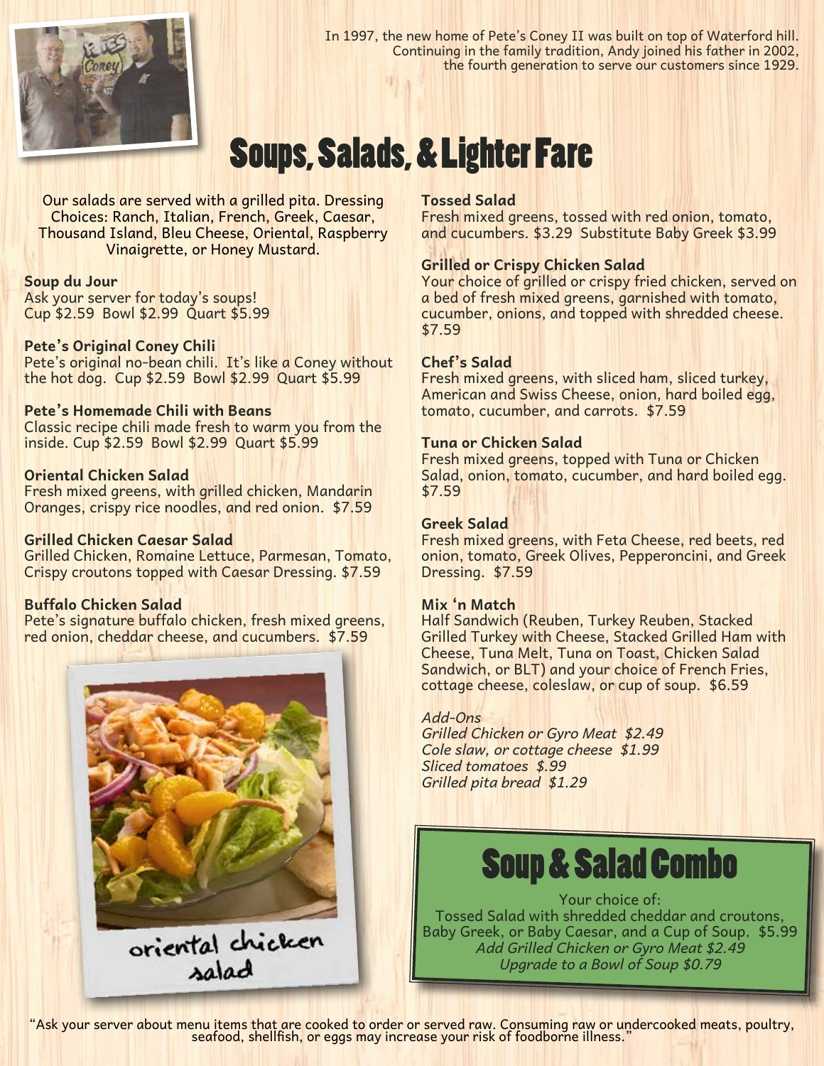In 1997, the new home of Pete's Coney II was built on top of Waterford hill. Continuing in the family tradition, Andy joined his father in 2002, the fourth generation to serve our customers since 1929.

# Soups, Salads, & Lighter Fare

Our salads are served with a grilled pita. Dressing Choices: Ranch, Italian, French, Greek, Caesar, Thousand Island, Bleu Cheese, Oriental, Raspberry Vinaigrette, or Honey Mustard.

**Soup du Jour**
Ask your server for today's soups!
Cup $2.59 Bowl $2.99 Quart $5.99

**Pete's Original Coney Chili**
Pete's original no-bean chili. It's like a Coney without the hot dog. Cup $2.59 Bowl $2.99 Quart $5.99

**Pete's Homemade Chili with Beans**
Classic recipe chili made fresh to warm you from the inside. Cup $2.59 Bowl $2.99 Quart $5.99

**Oriental Chicken Salad**
Fresh mixed greens, with grilled chicken, Mandarin Oranges, crispy rice noodles, and red onion. $7.59

**Grilled Chicken Caesar Salad**
Grilled Chicken, Romaine Lettuce, Parmesan, Tomato, Crispy croutons topped with Caesar Dressing. $7.59

**Buffalo Chicken Salad**
Pete's signature buffalo chicken, fresh mixed greens, red onion, cheddar cheese, and cucumbers. $7.59

oriental chicken salad

**Tossed Salad**
Fresh mixed greens, tossed with red onion, tomato, and cucumbers. $3.29 Substitute Baby Greek $3.99

**Grilled or Crispy Chicken Salad**
Your choice of grilled or crispy fried chicken, served on a bed of fresh mixed greens, garnished with tomato, cucumber, onions, and topped with shredded cheese. $7.59

**Chef's Salad**
Fresh mixed greens, with sliced ham, sliced turkey, American and Swiss Cheese, onion, hard boiled egg, tomato, cucumber, and carrots. $7.59

**Tuna or Chicken Salad**
Fresh mixed greens, topped with Tuna or Chicken Salad, onion, tomato, cucumber, and hard boiled egg. $7.59

**Greek Salad**
Fresh mixed greens, with Feta Cheese, red beets, red onion, tomato, Greek Olives, Pepperoncini, and Greek Dressing. $7.59

**Mix 'n Match**
Half Sandwich (Reuben, Turkey Reuben, Stacked Grilled Turkey with Cheese, Stacked Grilled Ham with Cheese, Tuna Melt, Tuna on Toast, Chicken Salad Sandwich, or BLT) and your choice of French Fries, cottage cheese, coleslaw, or cup of soup. $6.59

*Add-Ons*
*Grilled Chicken or Gyro Meat $2.49*
*Cole slaw, or cottage cheese $1.99*
*Sliced tomatoes $.99*
*Grilled pita bread $1.29*

## Soup & Salad Combo

Your choice of:
Tossed Salad with shredded cheddar and croutons, Baby Greek, or Baby Caesar, and a Cup of Soup. $5.99
*Add Grilled Chicken or Gyro Meat $2.49*
*Upgrade to a Bowl of Soup $0.79*

"Ask your server about menu items that are cooked to order or served raw. Consuming raw or undercooked meats, poultry, seafood, shellfish, or eggs may increase your risk of foodborne illness."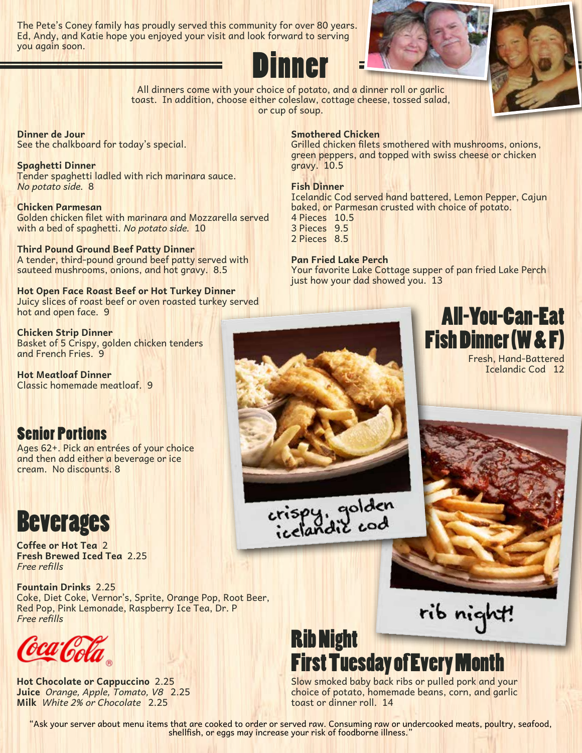The Pete's Coney family has proudly served this community for over 80 years. Ed, Andy, and Katie hope you enjoyed your visit and look forward to serving you again soon.

# Dinner

All dinners come with your choice of potato, and a dinner roll or garlic toast. In addition, choose either coleslaw, cottage cheese, tossed salad, or cup of soup.

**Dinner de Jour**
See the chalkboard for today's special.

**Spaghetti Dinner**
Tender spaghetti ladled with rich marinara sauce. *No potato side.* 8

**Chicken Parmesan**
Golden chicken filet with marinara and Mozzarella served with a bed of spaghetti. *No potato side.* 10

**Third Pound Ground Beef Patty Dinner**
A tender, third-pound ground beef patty served with sauteed mushrooms, onions, and hot gravy. 8.5

**Hot Open Face Roast Beef or Hot Turkey Dinner**
Juicy slices of roast beef or oven roasted turkey served hot and open face. 9

**Chicken Strip Dinner**
Basket of 5 Crispy, golden chicken tenders and French Fries. 9

**Hot Meatloaf Dinner**
Classic homemade meatloaf. 9

**Smothered Chicken**
Grilled chicken filets smothered with mushrooms, onions, green peppers, and topped with swiss cheese or chicken gravy. 10.5

**Fish Dinner**
Icelandic Cod served hand battered, Lemon Pepper, Cajun baked, or Parmesan crusted with choice of potato.
4 Pieces 10.5
3 Pieces 9.5
2 Pieces 8.5

**Pan Fried Lake Perch**
Your favorite Lake Cottage supper of pan fried Lake Perch just how your dad showed you. 13

## All-You-Can-Eat Fish Dinner (W & F)

Fresh, Hand-Battered Icelandic Cod 12

crispy, golden icelandic cod

## Senior Portions

Ages 62+. Pick an entrées of your choice and then add either a beverage or ice cream. No discounts. 8

# Beverages

**Coffee or Hot Tea** 2
**Fresh Brewed Iced Tea** 2.25
*Free refills*

**Fountain Drinks** 2.25
Coke, Diet Coke, Vernor's, Sprite, Orange Pop, Root Beer, Red Pop, Pink Lemonade, Raspberry Ice Tea, Dr. P
*Free refills*

**Hot Chocolate or Cappuccino** 2.25
**Juice** *Orange, Apple, Tomato, V8* 2.25
**Milk** *White 2% or Chocolate* 2.25

rib night!

## Rib Night First Tuesday of Every Month

Slow smoked baby back ribs or pulled pork and your choice of potato, homemade beans, corn, and garlic toast or dinner roll. 14

"Ask your server about menu items that are cooked to order or served raw. Consuming raw or undercooked meats, poultry, seafood, shellfish, or eggs may increase your risk of foodborne illness."